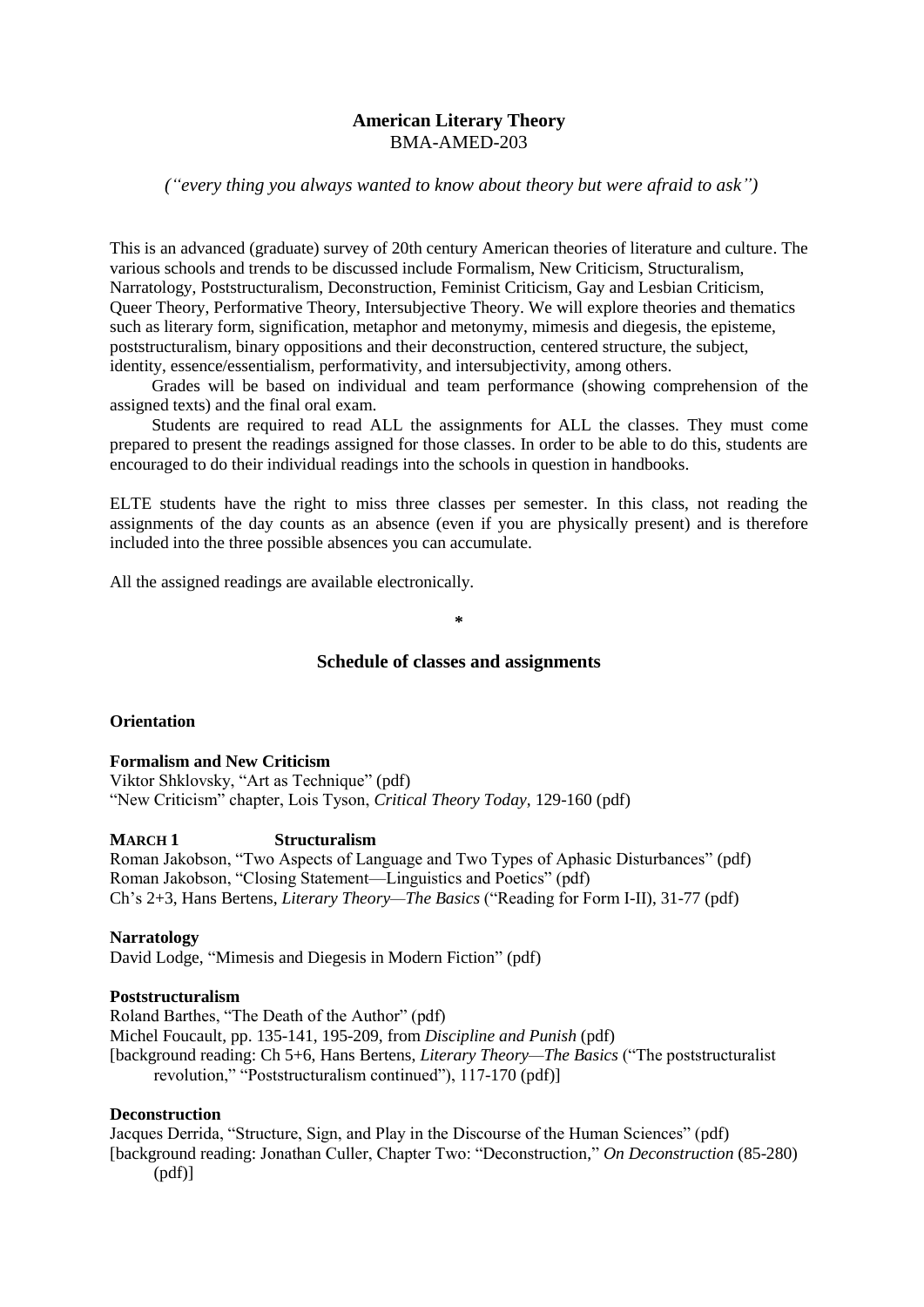# American Literary Theory
BMA-AMED-203

*("every thing you always wanted to know about theory but were afraid to ask")*

This is an advanced (graduate) survey of 20th century American theories of literature and culture. The various schools and trends to be discussed include Formalism, New Criticism, Structuralism, Narratology, Poststructuralism, Deconstruction, Feminist Criticism, Gay and Lesbian Criticism, Queer Theory, Performative Theory, Intersubjective Theory. We will explore theories and thematics such as literary form, signification, metaphor and metonymy, mimesis and diegesis, the episteme, poststructuralism, binary oppositions and their deconstruction, centered structure, the subject, identity, essence/essentialism, performativity, and intersubjectivity, among others.

Grades will be based on individual and team performance (showing comprehension of the assigned texts) and the final oral exam.

Students are required to read ALL the assignments for ALL the classes. They must come prepared to present the readings assigned for those classes. In order to be able to do this, students are encouraged to do their individual readings into the schools in question in handbooks.

ELTE students have the right to miss three classes per semester. In this class, not reading the assignments of the day counts as an absence (even if you are physically present) and is therefore included into the three possible absences you can accumulate.

All the assigned readings are available electronically.

*

## Schedule of classes and assignments

**Orientation**

**Formalism and New Criticism**
Viktor Shklovsky, "Art as Technique" (pdf)
"New Criticism" chapter, Lois Tyson, *Critical Theory Today*, 129-160 (pdf)

**MARCH 1 Structuralism**
Roman Jakobson, "Two Aspects of Language and Two Types of Aphasic Disturbances" (pdf)
Roman Jakobson, "Closing Statement—Linguistics and Poetics" (pdf)
Ch's 2+3, Hans Bertens, *Literary Theory—The Basics* ("Reading for Form I-II), 31-77 (pdf)

**Narratology**
David Lodge, "Mimesis and Diegesis in Modern Fiction" (pdf)

**Poststructuralism**
Roland Barthes, "The Death of the Author" (pdf)
Michel Foucault, pp. 135-141, 195-209, from *Discipline and Punish* (pdf)
[background reading: Ch 5+6, Hans Bertens, *Literary Theory—The Basics* ("The poststructuralist revolution," "Poststructuralism continued"), 117-170 (pdf)]

**Deconstruction**
Jacques Derrida, "Structure, Sign, and Play in the Discourse of the Human Sciences" (pdf)
[background reading: Jonathan Culler, Chapter Two: "Deconstruction," *On Deconstruction* (85-280) (pdf)]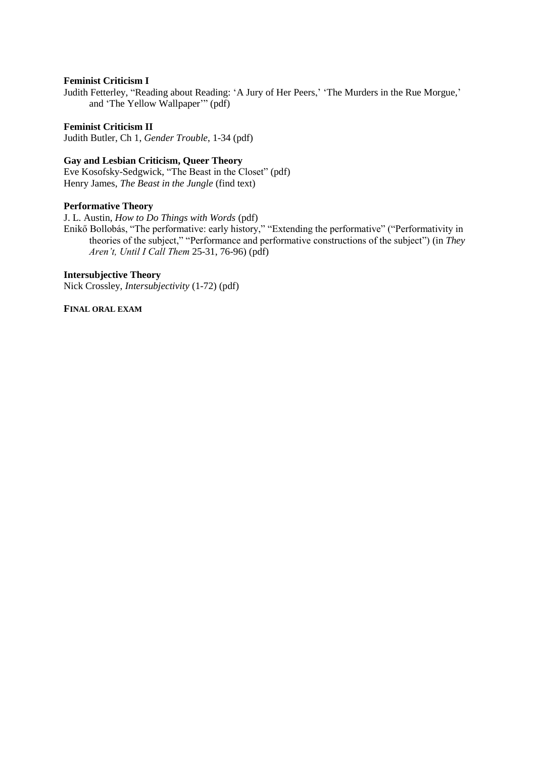**Feminist Criticism I**

Judith Fetterley, "Reading about Reading: 'A Jury of Her Peers,' 'The Murders in the Rue Morgue,' and 'The Yellow Wallpaper'" (pdf)

**Feminist Criticism II**

Judith Butler, Ch 1, *Gender Trouble*, 1-34 (pdf)

**Gay and Lesbian Criticism, Queer Theory**

Eve Kosofsky-Sedgwick, "The Beast in the Closet" (pdf)
Henry James, *The Beast in the Jungle* (find text)

**Performative Theory**

J. L. Austin, *How to Do Things with Words* (pdf)
Enikő Bollobás, "The performative: early history," "Extending the performative" ("Performativity in theories of the subject," "Performance and performative constructions of the subject") (in *They Aren't, Until I Call Them* 25-31, 76-96) (pdf)

**Intersubjective Theory**

Nick Crossley, *Intersubjectivity* (1-72) (pdf)

**FINAL ORAL EXAM**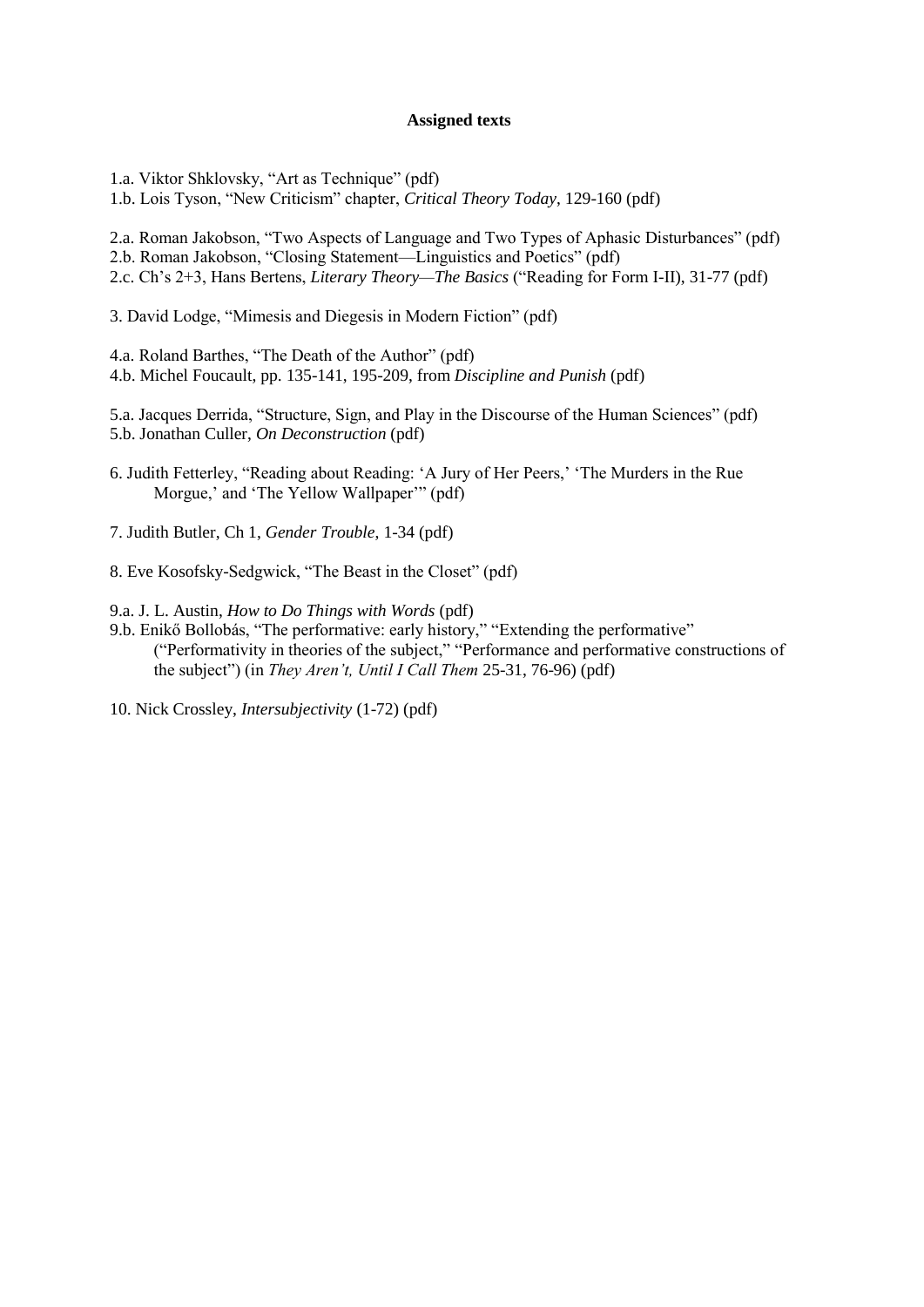**Assigned texts**

1.a. Viktor Shklovsky, "Art as Technique" (pdf)
1.b. Lois Tyson, "New Criticism" chapter, *Critical Theory Today*, 129-160 (pdf)

2.a. Roman Jakobson, "Two Aspects of Language and Two Types of Aphasic Disturbances" (pdf)
2.b. Roman Jakobson, "Closing Statement—Linguistics and Poetics" (pdf)
2.c. Ch's 2+3, Hans Bertens, *Literary Theory—The Basics* ("Reading for Form I-II), 31-77 (pdf)

3. David Lodge, "Mimesis and Diegesis in Modern Fiction" (pdf)

4.a. Roland Barthes, "The Death of the Author" (pdf)
4.b. Michel Foucault, pp. 135-141, 195-209, from *Discipline and Punish* (pdf)

5.a. Jacques Derrida, "Structure, Sign, and Play in the Discourse of the Human Sciences" (pdf)
5.b. Jonathan Culler, *On Deconstruction* (pdf)

6. Judith Fetterley, "Reading about Reading: 'A Jury of Her Peers,' 'The Murders in the Rue Morgue,' and 'The Yellow Wallpaper'" (pdf)

7. Judith Butler, Ch 1, *Gender Trouble*, 1-34 (pdf)

8. Eve Kosofsky-Sedgwick, "The Beast in the Closet" (pdf)

9.a. J. L. Austin, *How to Do Things with Words* (pdf)
9.b. Enikő Bollobás, "The performative: early history," "Extending the performative" ("Performativity in theories of the subject," "Performance and performative constructions of the subject") (in *They Aren't, Until I Call Them* 25-31, 76-96) (pdf)

10. Nick Crossley, *Intersubjectivity* (1-72) (pdf)